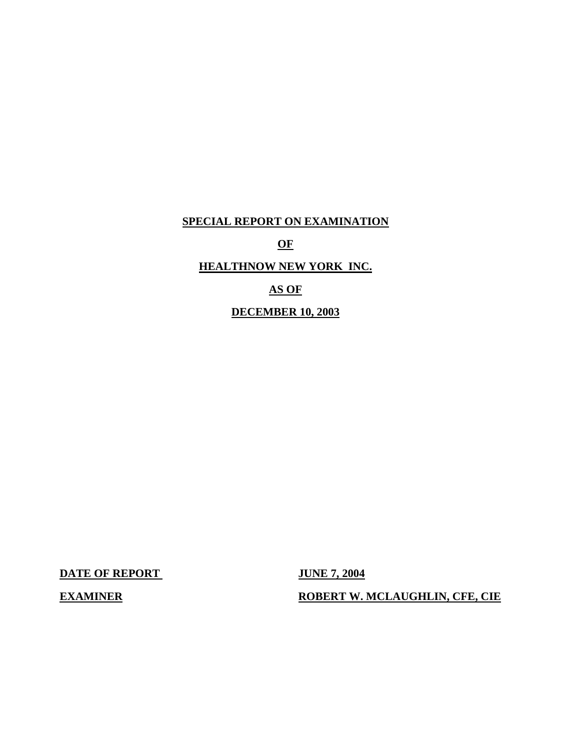# SPECIAL REPORT ON EXAMINATION

# OF

# HEALTHNOW NEW YORK INC.

# AS OF

# DECEMBER 10, 2003

**DATE OF REPORT** **JUNE 7, 2004**

**EXAMINER** **ROBERT W. MCLAUGHLIN, CFE, CIE**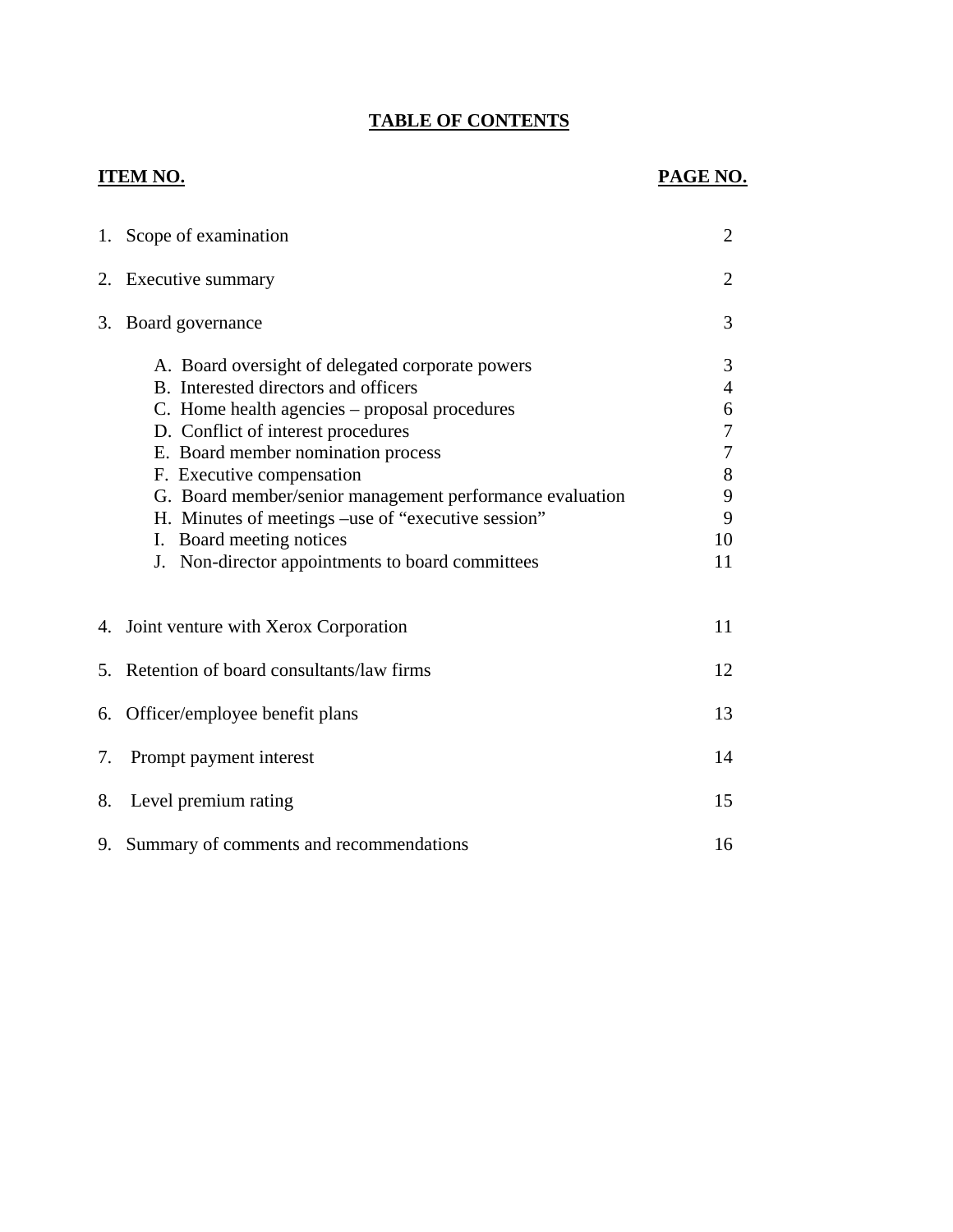## TABLE OF CONTENTS

| ITEM NO. | PAGE NO. |
|---|---|
| 1. Scope of examination | 2 |
| 2. Executive summary | 2 |
| 3. Board governance | 3 |
| A. Board oversight of delegated corporate powers | 3 |
| B. Interested directors and officers | 4 |
| C. Home health agencies – proposal procedures | 6 |
| D. Conflict of interest procedures | 7 |
| E. Board member nomination process | 7 |
| F. Executive compensation | 8 |
| G. Board member/senior management performance evaluation | 9 |
| H. Minutes of meetings –use of "executive session" | 9 |
| I. Board meeting notices | 10 |
| J. Non-director appointments to board committees | 11 |
| 4. Joint venture with Xerox Corporation | 11 |
| 5. Retention of board consultants/law firms | 12 |
| 6. Officer/employee benefit plans | 13 |
| 7. Prompt payment interest | 14 |
| 8. Level premium rating | 15 |
| 9. Summary of comments and recommendations | 16 |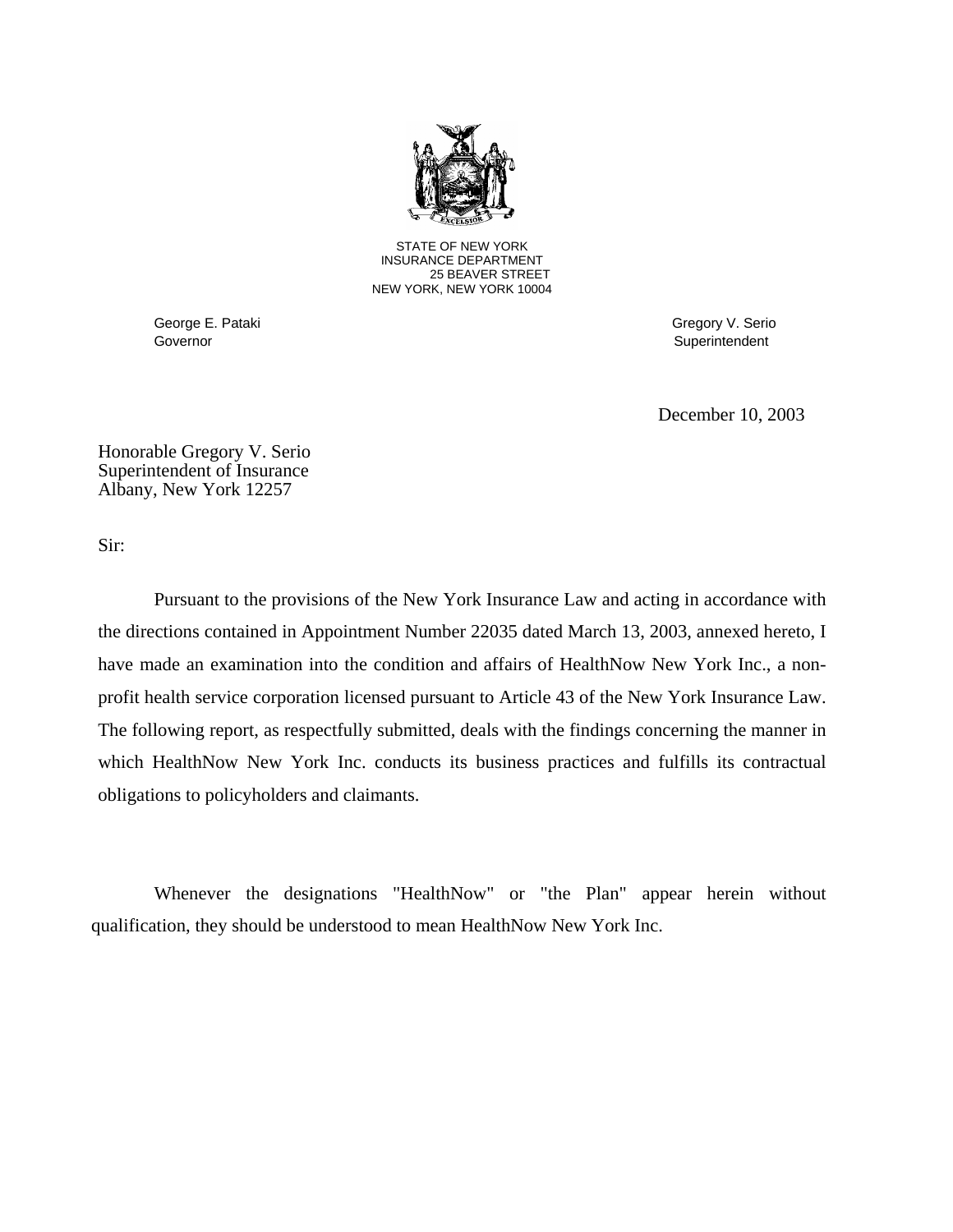STATE OF NEW YORK
INSURANCE DEPARTMENT
25 BEAVER STREET
NEW YORK, NEW YORK 10004

George E. Pataki
Governor

Gregory V. Serio
Superintendent

December 10, 2003

Honorable Gregory V. Serio
Superintendent of Insurance
Albany, New York 12257

Sir:

Pursuant to the provisions of the New York Insurance Law and acting in accordance with the directions contained in Appointment Number 22035 dated March 13, 2003, annexed hereto, I have made an examination into the condition and affairs of HealthNow New York Inc., a non-profit health service corporation licensed pursuant to Article 43 of the New York Insurance Law. The following report, as respectfully submitted, deals with the findings concerning the manner in which HealthNow New York Inc. conducts its business practices and fulfills its contractual obligations to policyholders and claimants.

Whenever the designations "HealthNow" or "the Plan" appear herein without qualification, they should be understood to mean HealthNow New York Inc.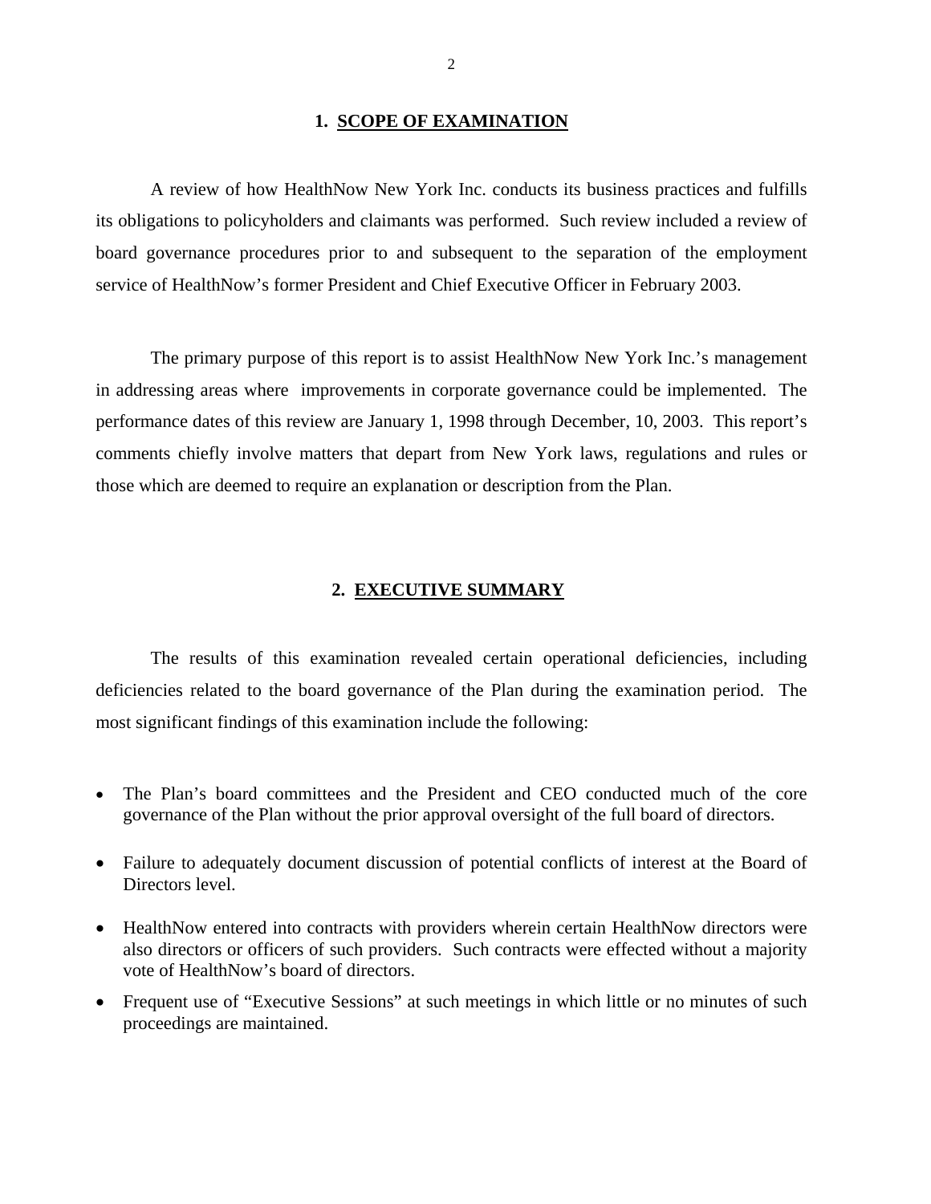## 1. SCOPE OF EXAMINATION

A review of how HealthNow New York Inc. conducts its business practices and fulfills its obligations to policyholders and claimants was performed. Such review included a review of board governance procedures prior to and subsequent to the separation of the employment service of HealthNow's former President and Chief Executive Officer in February 2003.

The primary purpose of this report is to assist HealthNow New York Inc.'s management in addressing areas where improvements in corporate governance could be implemented. The performance dates of this review are January 1, 1998 through December, 10, 2003. This report's comments chiefly involve matters that depart from New York laws, regulations and rules or those which are deemed to require an explanation or description from the Plan.

## 2. EXECUTIVE SUMMARY

The results of this examination revealed certain operational deficiencies, including deficiencies related to the board governance of the Plan during the examination period. The most significant findings of this examination include the following:

- The Plan's board committees and the President and CEO conducted much of the core governance of the Plan without the prior approval oversight of the full board of directors.
- Failure to adequately document discussion of potential conflicts of interest at the Board of Directors level.
- HealthNow entered into contracts with providers wherein certain HealthNow directors were also directors or officers of such providers. Such contracts were effected without a majority vote of HealthNow's board of directors.
- Frequent use of "Executive Sessions" at such meetings in which little or no minutes of such proceedings are maintained.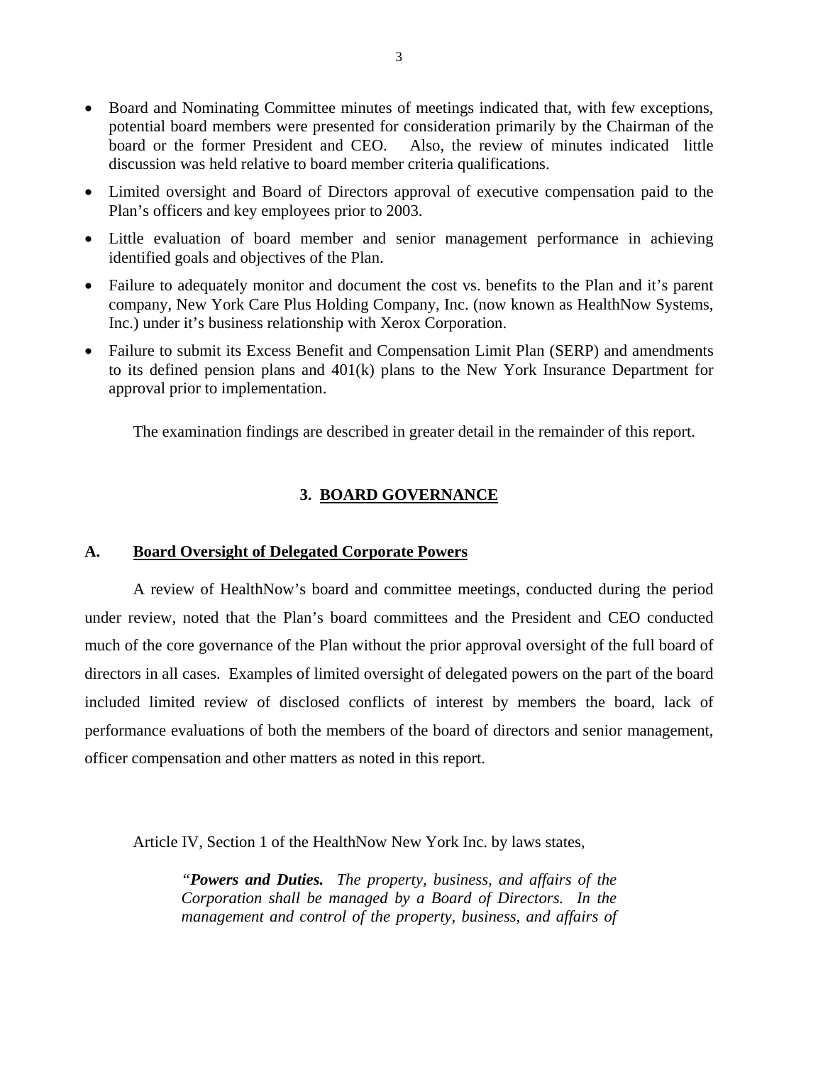- Board and Nominating Committee minutes of meetings indicated that, with few exceptions, potential board members were presented for consideration primarily by the Chairman of the board or the former President and CEO. Also, the review of minutes indicated little discussion was held relative to board member criteria qualifications.
- Limited oversight and Board of Directors approval of executive compensation paid to the Plan's officers and key employees prior to 2003.
- Little evaluation of board member and senior management performance in achieving identified goals and objectives of the Plan.
- Failure to adequately monitor and document the cost vs. benefits to the Plan and it's parent company, New York Care Plus Holding Company, Inc. (now known as HealthNow Systems, Inc.) under it's business relationship with Xerox Corporation.
- Failure to submit its Excess Benefit and Compensation Limit Plan (SERP) and amendments to its defined pension plans and 401(k) plans to the New York Insurance Department for approval prior to implementation.

The examination findings are described in greater detail in the remainder of this report.

## 3. BOARD GOVERNANCE

### A. Board Oversight of Delegated Corporate Powers

A review of HealthNow's board and committee meetings, conducted during the period under review, noted that the Plan's board committees and the President and CEO conducted much of the core governance of the Plan without the prior approval oversight of the full board of directors in all cases. Examples of limited oversight of delegated powers on the part of the board included limited review of disclosed conflicts of interest by members the board, lack of performance evaluations of both the members of the board of directors and senior management, officer compensation and other matters as noted in this report.

Article IV, Section 1 of the HealthNow New York Inc. by laws states,

> *"**Powers and Duties.** The property, business, and affairs of the Corporation shall be managed by a Board of Directors. In the management and control of the property, business, and affairs of*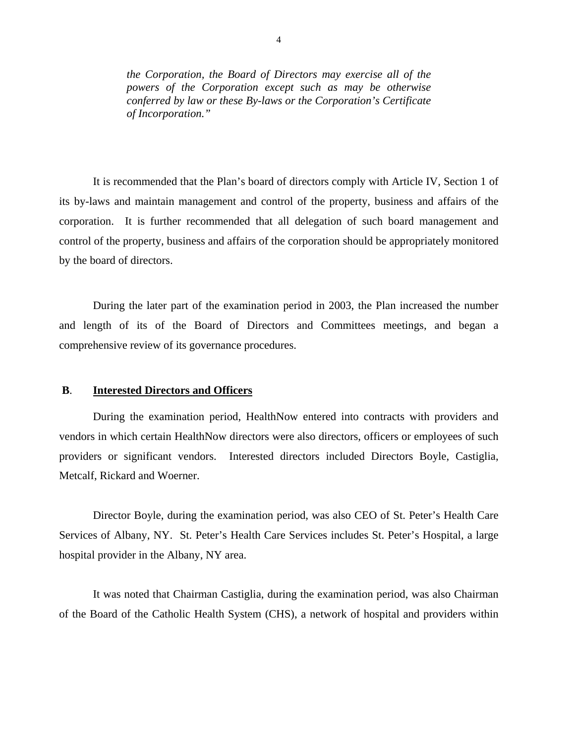*the Corporation, the Board of Directors may exercise all of the powers of the Corporation except such as may be otherwise conferred by law or these By-laws or the Corporation's Certificate of Incorporation."*

It is recommended that the Plan's board of directors comply with Article IV, Section 1 of its by-laws and maintain management and control of the property, business and affairs of the corporation. It is further recommended that all delegation of such board management and control of the property, business and affairs of the corporation should be appropriately monitored by the board of directors.

During the later part of the examination period in 2003, the Plan increased the number and length of its of the Board of Directors and Committees meetings, and began a comprehensive review of its governance procedures.

**B**. **Interested Directors and Officers**

During the examination period, HealthNow entered into contracts with providers and vendors in which certain HealthNow directors were also directors, officers or employees of such providers or significant vendors. Interested directors included Directors Boyle, Castiglia, Metcalf, Rickard and Woerner.

Director Boyle, during the examination period, was also CEO of St. Peter's Health Care Services of Albany, NY. St. Peter's Health Care Services includes St. Peter's Hospital, a large hospital provider in the Albany, NY area.

It was noted that Chairman Castiglia, during the examination period, was also Chairman of the Board of the Catholic Health System (CHS), a network of hospital and providers within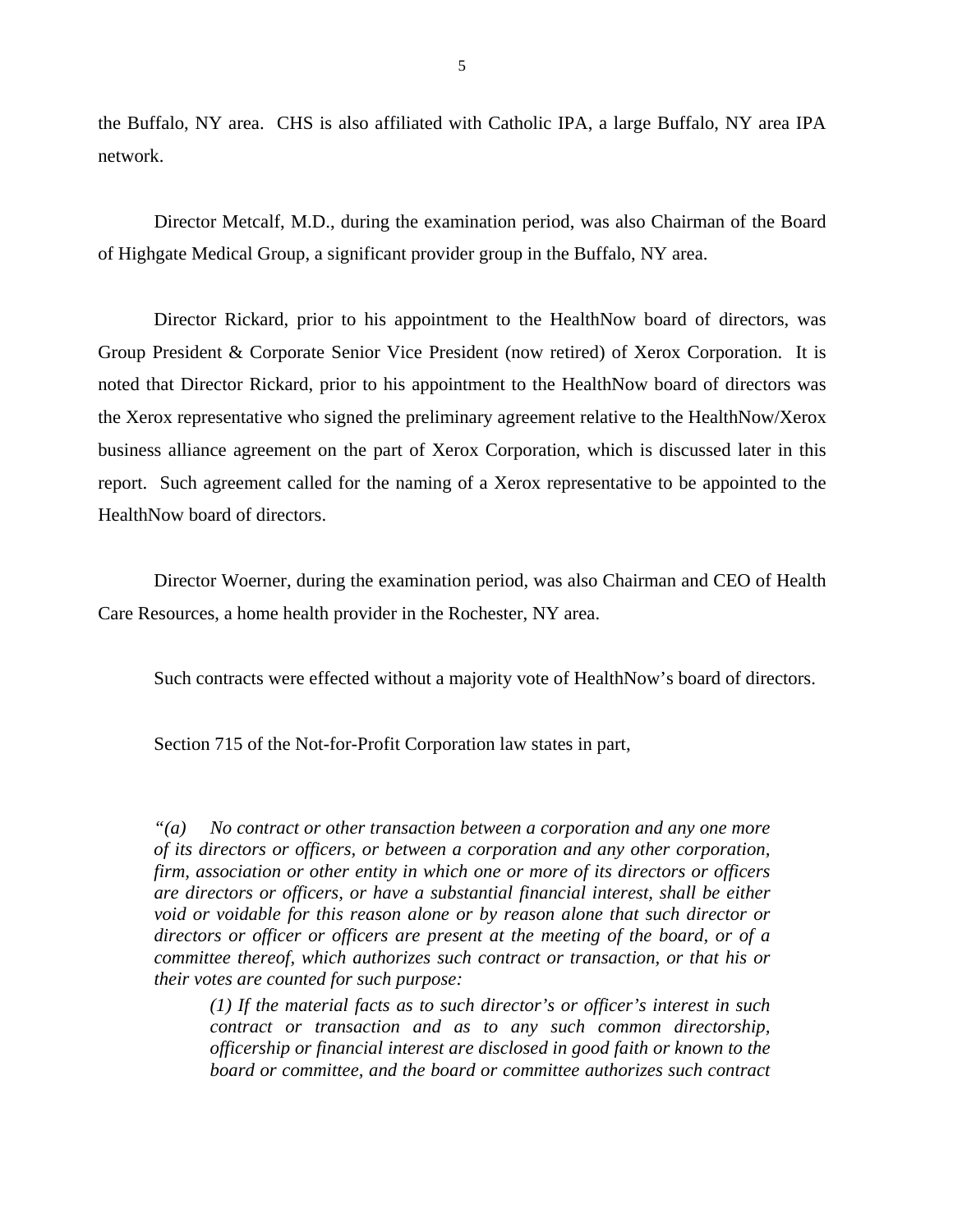the Buffalo, NY area. CHS is also affiliated with Catholic IPA, a large Buffalo, NY area IPA network.

Director Metcalf, M.D., during the examination period, was also Chairman of the Board of Highgate Medical Group, a significant provider group in the Buffalo, NY area.

Director Rickard, prior to his appointment to the HealthNow board of directors, was Group President & Corporate Senior Vice President (now retired) of Xerox Corporation. It is noted that Director Rickard, prior to his appointment to the HealthNow board of directors was the Xerox representative who signed the preliminary agreement relative to the HealthNow/Xerox business alliance agreement on the part of Xerox Corporation, which is discussed later in this report. Such agreement called for the naming of a Xerox representative to be appointed to the HealthNow board of directors.

Director Woerner, during the examination period, was also Chairman and CEO of Health Care Resources, a home health provider in the Rochester, NY area.

Such contracts were effected without a majority vote of HealthNow's board of directors.

Section 715 of the Not-for-Profit Corporation law states in part,

> *"(a) No contract or other transaction between a corporation and any one more of its directors or officers, or between a corporation and any other corporation, firm, association or other entity in which one or more of its directors or officers are directors or officers, or have a substantial financial interest, shall be either void or voidable for this reason alone or by reason alone that such director or directors or officer or officers are present at the meeting of the board, or of a committee thereof, which authorizes such contract or transaction, or that his or their votes are counted for such purpose:*
>
> > *(1) If the material facts as to such director's or officer's interest in such contract or transaction and as to any such common directorship, officership or financial interest are disclosed in good faith or known to the board or committee, and the board or committee authorizes such contract*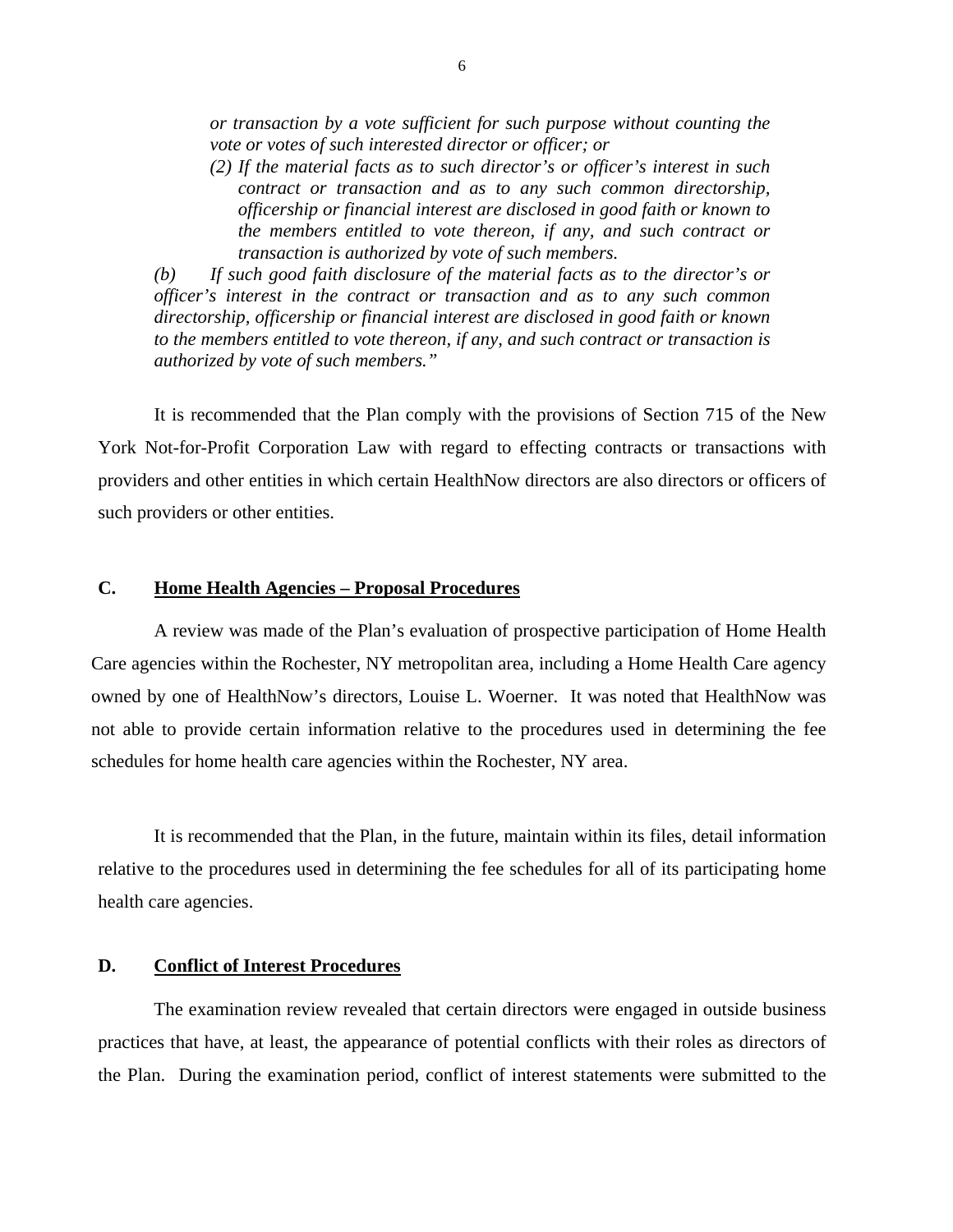*or transaction by a vote sufficient for such purpose without counting the vote or votes of such interested director or officer; or*

*(2) If the material facts as to such director's or officer's interest in such contract or transaction and as to any such common directorship, officership or financial interest are disclosed in good faith or known to the members entitled to vote thereon, if any, and such contract or transaction is authorized by vote of such members.*

*(b) If such good faith disclosure of the material facts as to the director's or officer's interest in the contract or transaction and as to any such common directorship, officership or financial interest are disclosed in good faith or known to the members entitled to vote thereon, if any, and such contract or transaction is authorized by vote of such members."*

It is recommended that the Plan comply with the provisions of Section 715 of the New York Not-for-Profit Corporation Law with regard to effecting contracts or transactions with providers and other entities in which certain HealthNow directors are also directors or officers of such providers or other entities.

## C. Home Health Agencies – Proposal Procedures

A review was made of the Plan's evaluation of prospective participation of Home Health Care agencies within the Rochester, NY metropolitan area, including a Home Health Care agency owned by one of HealthNow's directors, Louise L. Woerner. It was noted that HealthNow was not able to provide certain information relative to the procedures used in determining the fee schedules for home health care agencies within the Rochester, NY area.

It is recommended that the Plan, in the future, maintain within its files, detail information relative to the procedures used in determining the fee schedules for all of its participating home health care agencies.

## D. Conflict of Interest Procedures

The examination review revealed that certain directors were engaged in outside business practices that have, at least, the appearance of potential conflicts with their roles as directors of the Plan. During the examination period, conflict of interest statements were submitted to the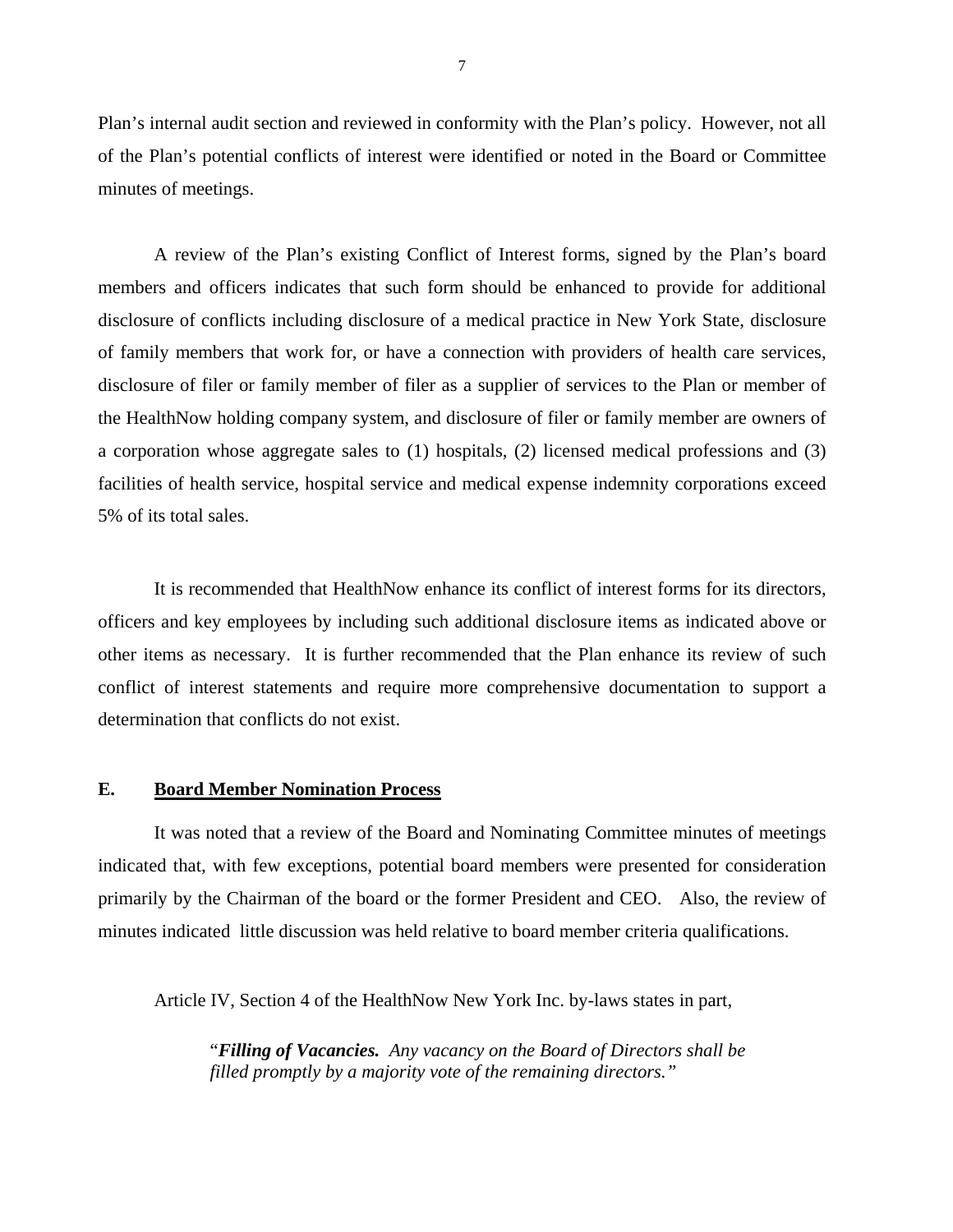Plan's internal audit section and reviewed in conformity with the Plan's policy. However, not all of the Plan's potential conflicts of interest were identified or noted in the Board or Committee minutes of meetings.

A review of the Plan's existing Conflict of Interest forms, signed by the Plan's board members and officers indicates that such form should be enhanced to provide for additional disclosure of conflicts including disclosure of a medical practice in New York State, disclosure of family members that work for, or have a connection with providers of health care services, disclosure of filer or family member of filer as a supplier of services to the Plan or member of the HealthNow holding company system, and disclosure of filer or family member are owners of a corporation whose aggregate sales to (1) hospitals, (2) licensed medical professions and (3) facilities of health service, hospital service and medical expense indemnity corporations exceed 5% of its total sales.

It is recommended that HealthNow enhance its conflict of interest forms for its directors, officers and key employees by including such additional disclosure items as indicated above or other items as necessary. It is further recommended that the Plan enhance its review of such conflict of interest statements and require more comprehensive documentation to support a determination that conflicts do not exist.

## E. Board Member Nomination Process

It was noted that a review of the Board and Nominating Committee minutes of meetings indicated that, with few exceptions, potential board members were presented for consideration primarily by the Chairman of the board or the former President and CEO. Also, the review of minutes indicated little discussion was held relative to board member criteria qualifications.

Article IV, Section 4 of the HealthNow New York Inc. by-laws states in part,

> "***Filling of Vacancies.*** *Any vacancy on the Board of Directors shall be filled promptly by a majority vote of the remaining directors."*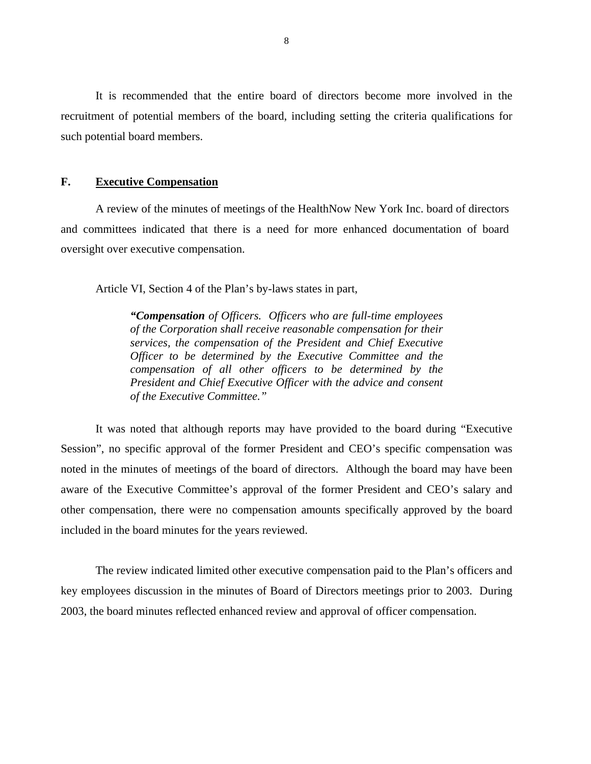It is recommended that the entire board of directors become more involved in the recruitment of potential members of the board, including setting the criteria qualifications for such potential board members.

## F. Executive Compensation

A review of the minutes of meetings of the HealthNow New York Inc. board of directors and committees indicated that there is a need for more enhanced documentation of board oversight over executive compensation.

Article VI, Section 4 of the Plan's by-laws states in part,

> ***"Compensation** of Officers. Officers who are full-time employees of the Corporation shall receive reasonable compensation for their services, the compensation of the President and Chief Executive Officer to be determined by the Executive Committee and the compensation of all other officers to be determined by the President and Chief Executive Officer with the advice and consent of the Executive Committee."*

It was noted that although reports may have provided to the board during "Executive Session", no specific approval of the former President and CEO's specific compensation was noted in the minutes of meetings of the board of directors. Although the board may have been aware of the Executive Committee's approval of the former President and CEO's salary and other compensation, there were no compensation amounts specifically approved by the board included in the board minutes for the years reviewed.

The review indicated limited other executive compensation paid to the Plan's officers and key employees discussion in the minutes of Board of Directors meetings prior to 2003. During 2003, the board minutes reflected enhanced review and approval of officer compensation.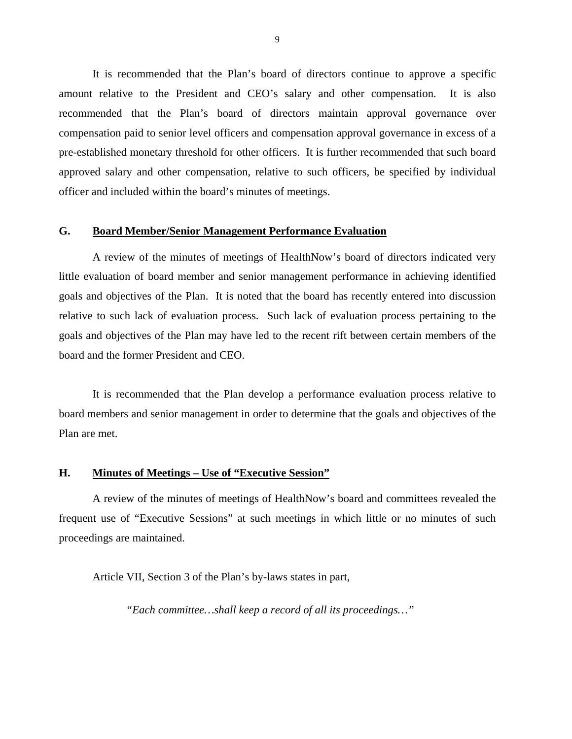It is recommended that the Plan's board of directors continue to approve a specific amount relative to the President and CEO's salary and other compensation. It is also recommended that the Plan's board of directors maintain approval governance over compensation paid to senior level officers and compensation approval governance in excess of a pre-established monetary threshold for other officers. It is further recommended that such board approved salary and other compensation, relative to such officers, be specified by individual officer and included within the board's minutes of meetings.

## G. Board Member/Senior Management Performance Evaluation

A review of the minutes of meetings of HealthNow's board of directors indicated very little evaluation of board member and senior management performance in achieving identified goals and objectives of the Plan. It is noted that the board has recently entered into discussion relative to such lack of evaluation process. Such lack of evaluation process pertaining to the goals and objectives of the Plan may have led to the recent rift between certain members of the board and the former President and CEO.

It is recommended that the Plan develop a performance evaluation process relative to board members and senior management in order to determine that the goals and objectives of the Plan are met.

## H. Minutes of Meetings – Use of "Executive Session"

A review of the minutes of meetings of HealthNow's board and committees revealed the frequent use of "Executive Sessions" at such meetings in which little or no minutes of such proceedings are maintained.

Article VII, Section 3 of the Plan's by-laws states in part,

> *"Each committee…shall keep a record of all its proceedings…"*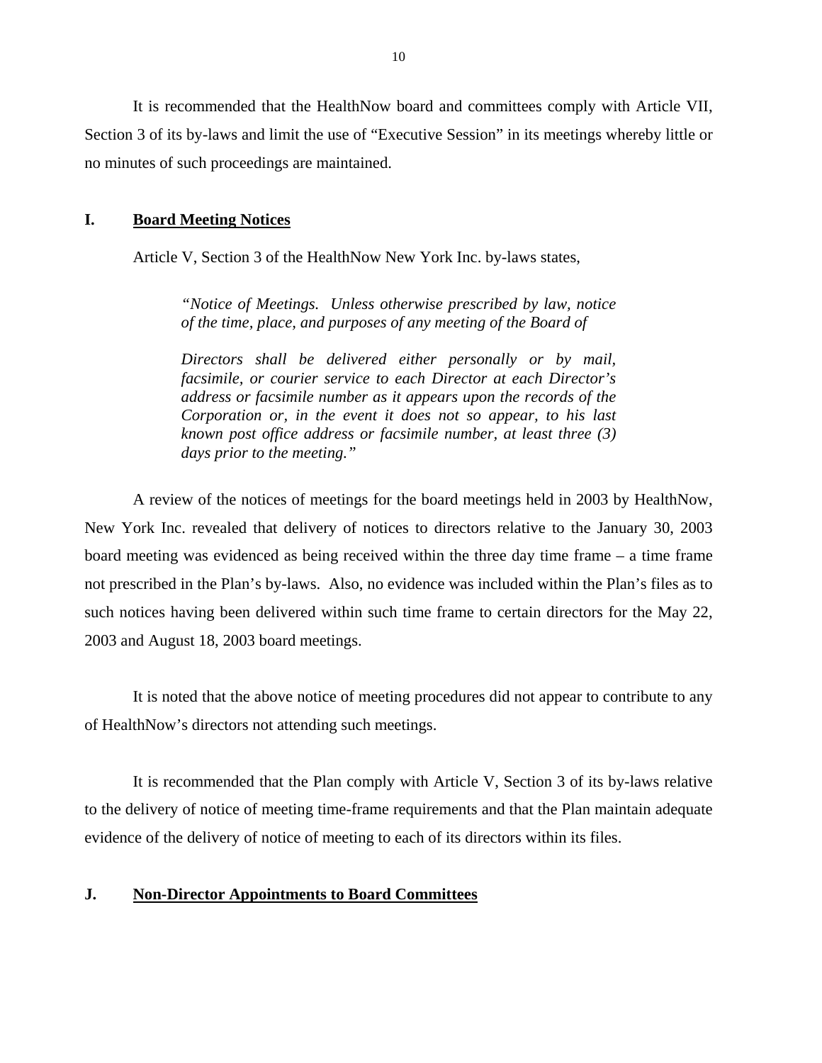It is recommended that the HealthNow board and committees comply with Article VII, Section 3 of its by-laws and limit the use of "Executive Session" in its meetings whereby little or no minutes of such proceedings are maintained.

## I. Board Meeting Notices

Article V, Section 3 of the HealthNow New York Inc. by-laws states,

> *"Notice of Meetings. Unless otherwise prescribed by law, notice of the time, place, and purposes of any meeting of the Board of*
>
> *Directors shall be delivered either personally or by mail, facsimile, or courier service to each Director at each Director's address or facsimile number as it appears upon the records of the Corporation or, in the event it does not so appear, to his last known post office address or facsimile number, at least three (3) days prior to the meeting."*

A review of the notices of meetings for the board meetings held in 2003 by HealthNow, New York Inc. revealed that delivery of notices to directors relative to the January 30, 2003 board meeting was evidenced as being received within the three day time frame – a time frame not prescribed in the Plan's by-laws. Also, no evidence was included within the Plan's files as to such notices having been delivered within such time frame to certain directors for the May 22, 2003 and August 18, 2003 board meetings.

It is noted that the above notice of meeting procedures did not appear to contribute to any of HealthNow's directors not attending such meetings.

It is recommended that the Plan comply with Article V, Section 3 of its by-laws relative to the delivery of notice of meeting time-frame requirements and that the Plan maintain adequate evidence of the delivery of notice of meeting to each of its directors within its files.

## J. Non-Director Appointments to Board Committees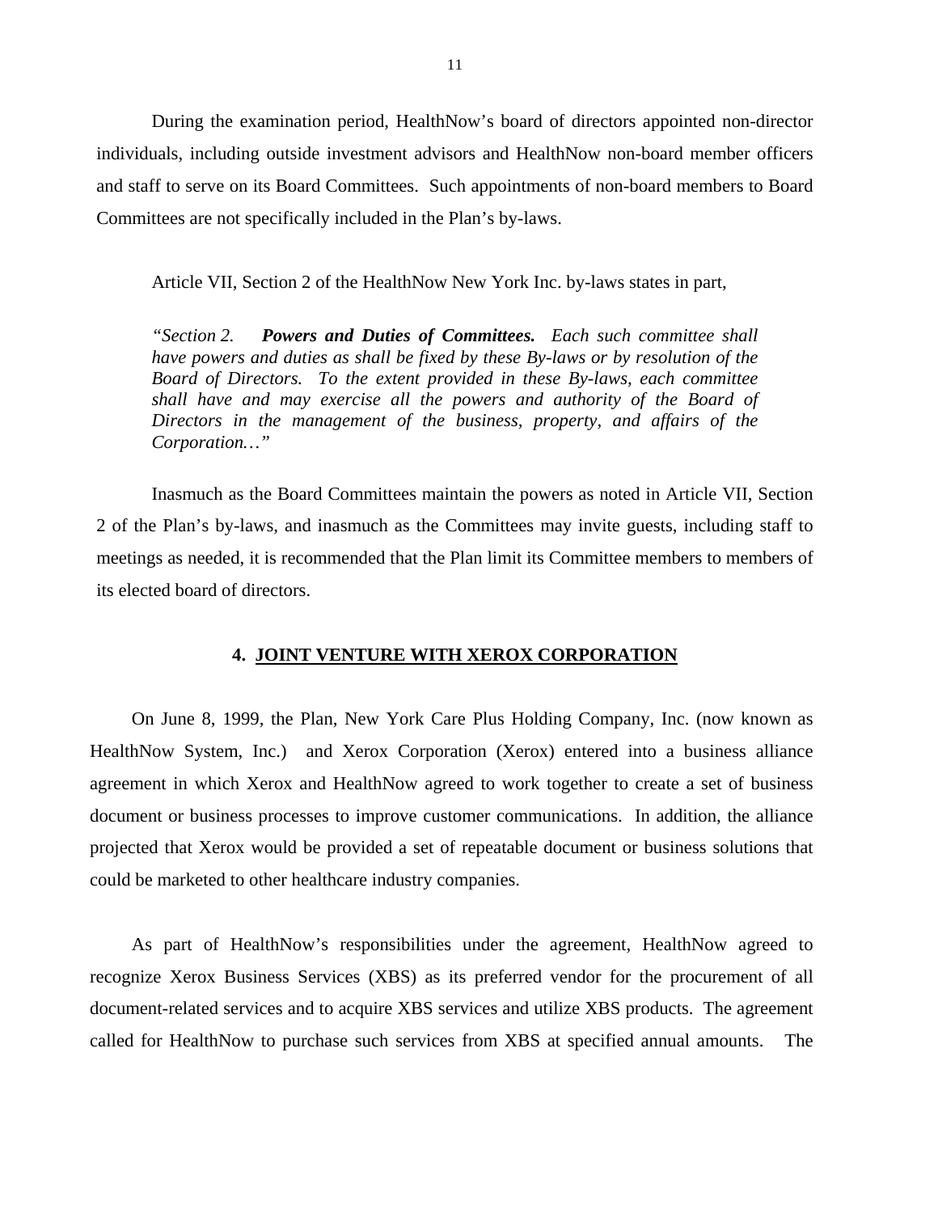During the examination period, HealthNow's board of directors appointed non-director individuals, including outside investment advisors and HealthNow non-board member officers and staff to serve on its Board Committees. Such appointments of non-board members to Board Committees are not specifically included in the Plan's by-laws.

Article VII, Section 2 of the HealthNow New York Inc. by-laws states in part,

> *"Section 2. **Powers and Duties of Committees.** Each such committee shall have powers and duties as shall be fixed by these By-laws or by resolution of the Board of Directors. To the extent provided in these By-laws, each committee shall have and may exercise all the powers and authority of the Board of Directors in the management of the business, property, and affairs of the Corporation…"*

Inasmuch as the Board Committees maintain the powers as noted in Article VII, Section 2 of the Plan's by-laws, and inasmuch as the Committees may invite guests, including staff to meetings as needed, it is recommended that the Plan limit its Committee members to members of its elected board of directors.

## 4. JOINT VENTURE WITH XEROX CORPORATION

On June 8, 1999, the Plan, New York Care Plus Holding Company, Inc. (now known as HealthNow System, Inc.) and Xerox Corporation (Xerox) entered into a business alliance agreement in which Xerox and HealthNow agreed to work together to create a set of business document or business processes to improve customer communications. In addition, the alliance projected that Xerox would be provided a set of repeatable document or business solutions that could be marketed to other healthcare industry companies.

As part of HealthNow's responsibilities under the agreement, HealthNow agreed to recognize Xerox Business Services (XBS) as its preferred vendor for the procurement of all document-related services and to acquire XBS services and utilize XBS products. The agreement called for HealthNow to purchase such services from XBS at specified annual amounts. The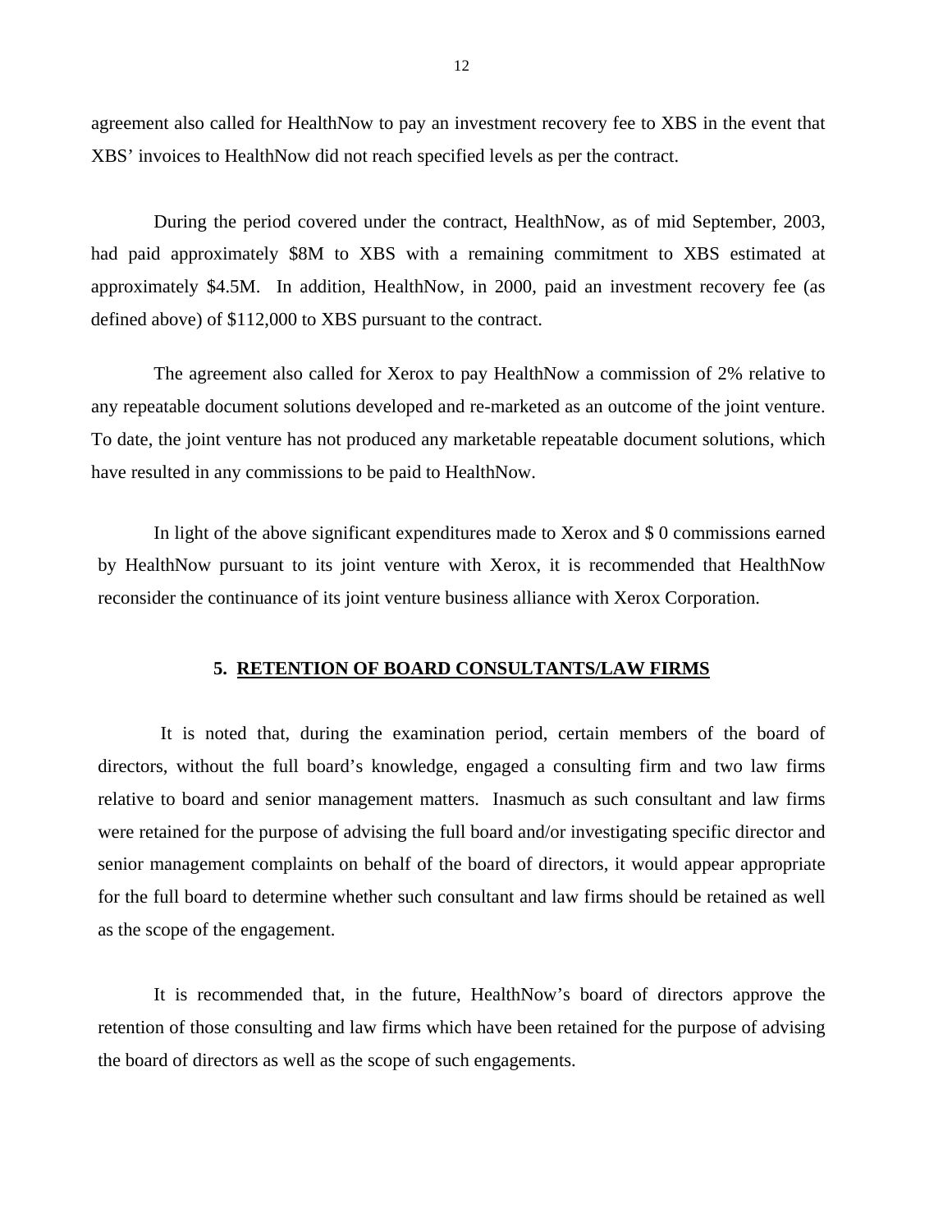agreement also called for HealthNow to pay an investment recovery fee to XBS in the event that XBS' invoices to HealthNow did not reach specified levels as per the contract.

During the period covered under the contract, HealthNow, as of mid September, 2003, had paid approximately $8M to XBS with a remaining commitment to XBS estimated at approximately $4.5M. In addition, HealthNow, in 2000, paid an investment recovery fee (as defined above) of $112,000 to XBS pursuant to the contract.

The agreement also called for Xerox to pay HealthNow a commission of 2% relative to any repeatable document solutions developed and re-marketed as an outcome of the joint venture. To date, the joint venture has not produced any marketable repeatable document solutions, which have resulted in any commissions to be paid to HealthNow.

In light of the above significant expenditures made to Xerox and $ 0 commissions earned by HealthNow pursuant to its joint venture with Xerox, it is recommended that HealthNow reconsider the continuance of its joint venture business alliance with Xerox Corporation.

## 5. RETENTION OF BOARD CONSULTANTS/LAW FIRMS

It is noted that, during the examination period, certain members of the board of directors, without the full board's knowledge, engaged a consulting firm and two law firms relative to board and senior management matters. Inasmuch as such consultant and law firms were retained for the purpose of advising the full board and/or investigating specific director and senior management complaints on behalf of the board of directors, it would appear appropriate for the full board to determine whether such consultant and law firms should be retained as well as the scope of the engagement.

It is recommended that, in the future, HealthNow's board of directors approve the retention of those consulting and law firms which have been retained for the purpose of advising the board of directors as well as the scope of such engagements.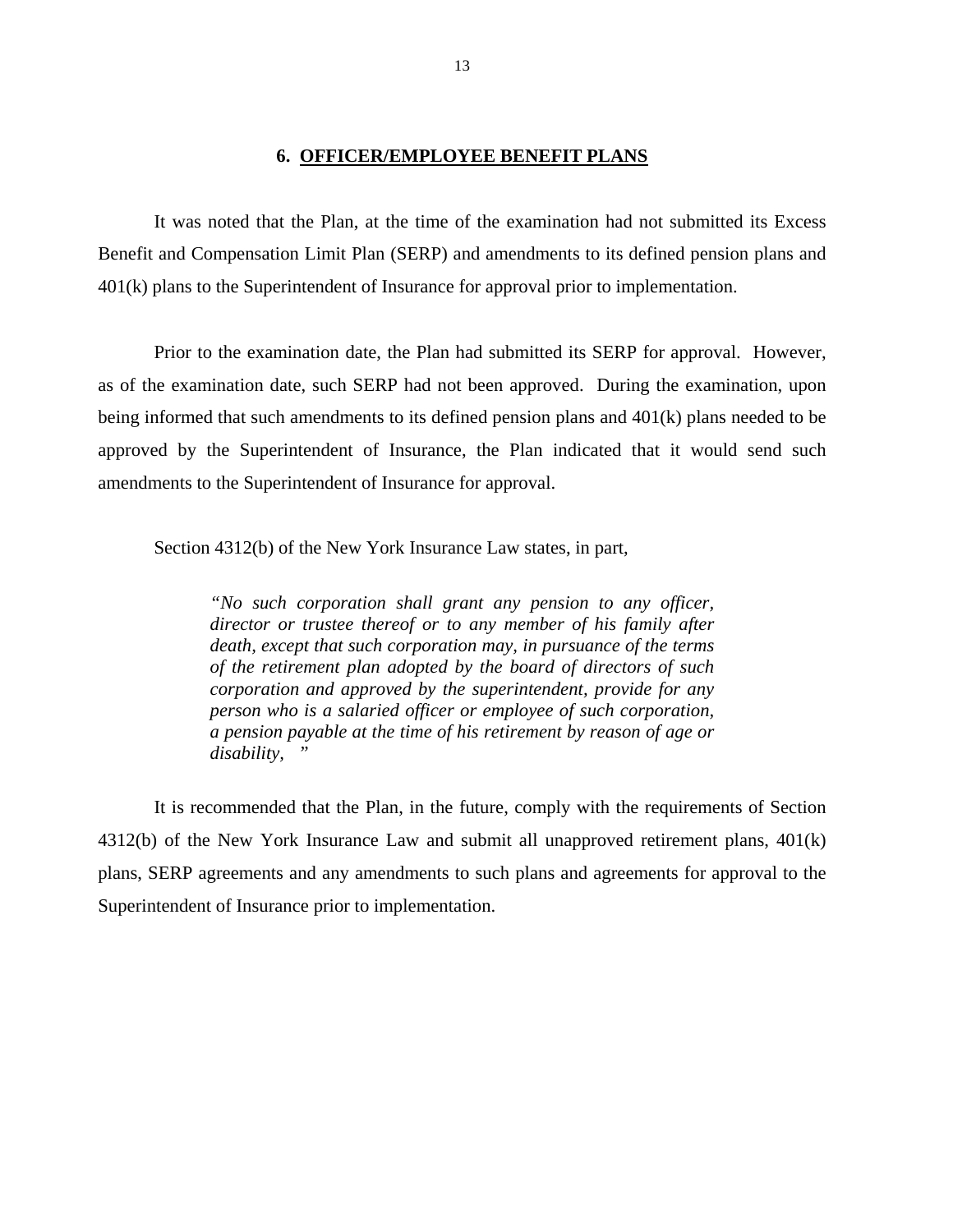## 6. OFFICER/EMPLOYEE BENEFIT PLANS

It was noted that the Plan, at the time of the examination had not submitted its Excess Benefit and Compensation Limit Plan (SERP) and amendments to its defined pension plans and 401(k) plans to the Superintendent of Insurance for approval prior to implementation.

Prior to the examination date, the Plan had submitted its SERP for approval. However, as of the examination date, such SERP had not been approved. During the examination, upon being informed that such amendments to its defined pension plans and 401(k) plans needed to be approved by the Superintendent of Insurance, the Plan indicated that it would send such amendments to the Superintendent of Insurance for approval.

Section 4312(b) of the New York Insurance Law states, in part,

> *"No such corporation shall grant any pension to any officer, director or trustee thereof or to any member of his family after death, except that such corporation may, in pursuance of the terms of the retirement plan adopted by the board of directors of such corporation and approved by the superintendent, provide for any person who is a salaried officer or employee of such corporation, a pension payable at the time of his retirement by reason of age or disability, "*

It is recommended that the Plan, in the future, comply with the requirements of Section 4312(b) of the New York Insurance Law and submit all unapproved retirement plans, 401(k) plans, SERP agreements and any amendments to such plans and agreements for approval to the Superintendent of Insurance prior to implementation.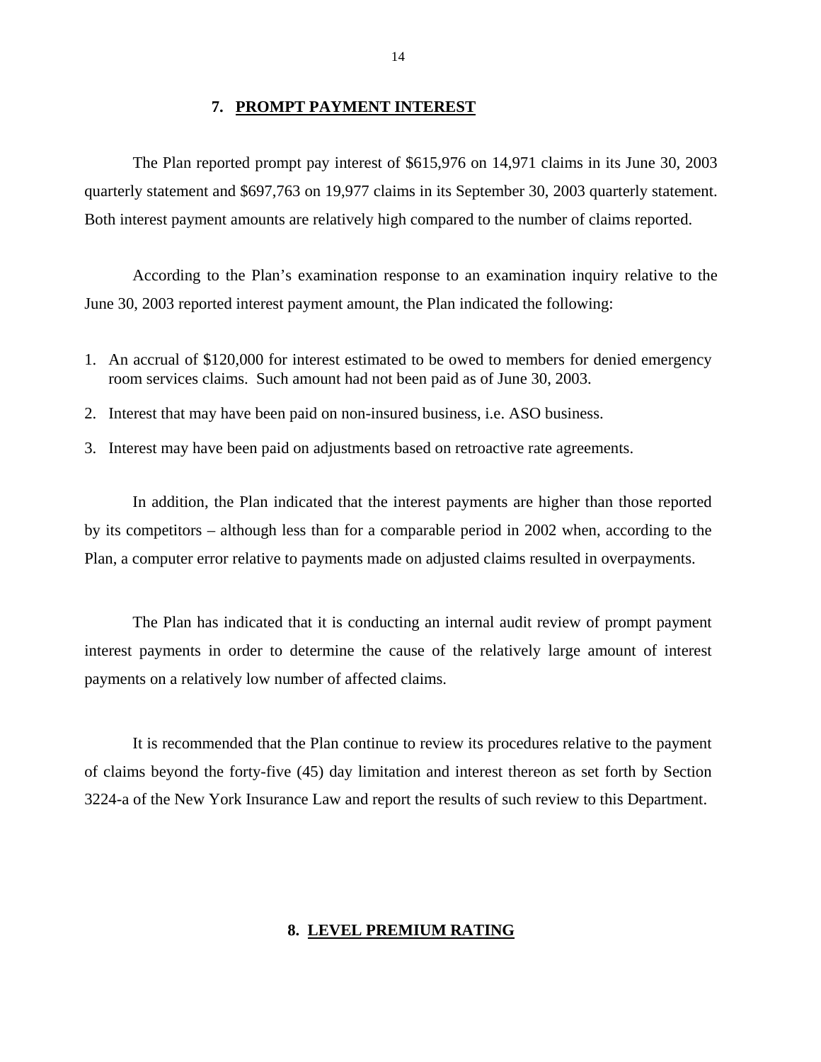## 7. PROMPT PAYMENT INTEREST

The Plan reported prompt pay interest of $615,976 on 14,971 claims in its June 30, 2003 quarterly statement and $697,763 on 19,977 claims in its September 30, 2003 quarterly statement. Both interest payment amounts are relatively high compared to the number of claims reported.

According to the Plan's examination response to an examination inquiry relative to the June 30, 2003 reported interest payment amount, the Plan indicated the following:

1. An accrual of $120,000 for interest estimated to be owed to members for denied emergency room services claims. Such amount had not been paid as of June 30, 2003.
2. Interest that may have been paid on non-insured business, i.e. ASO business.
3. Interest may have been paid on adjustments based on retroactive rate agreements.

In addition, the Plan indicated that the interest payments are higher than those reported by its competitors – although less than for a comparable period in 2002 when, according to the Plan, a computer error relative to payments made on adjusted claims resulted in overpayments.

The Plan has indicated that it is conducting an internal audit review of prompt payment interest payments in order to determine the cause of the relatively large amount of interest payments on a relatively low number of affected claims.

It is recommended that the Plan continue to review its procedures relative to the payment of claims beyond the forty-five (45) day limitation and interest thereon as set forth by Section 3224-a of the New York Insurance Law and report the results of such review to this Department.

## 8. LEVEL PREMIUM RATING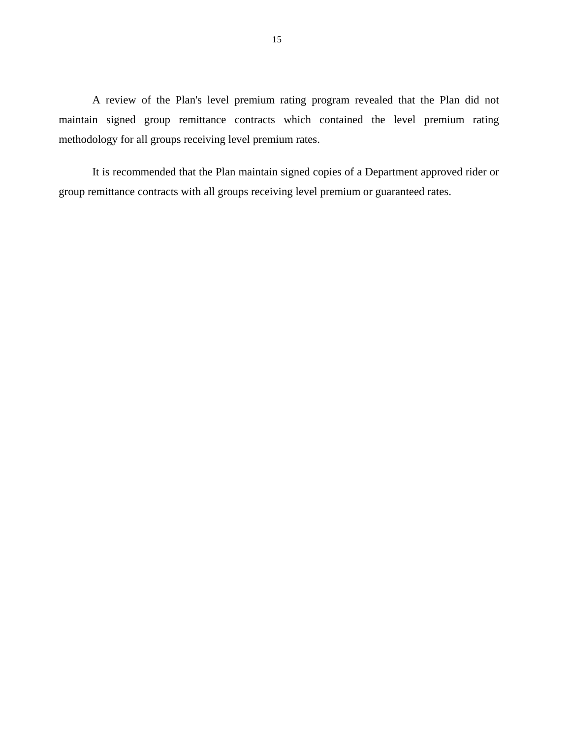A review of the Plan's level premium rating program revealed that the Plan did not maintain signed group remittance contracts which contained the level premium rating methodology for all groups receiving level premium rates.

It is recommended that the Plan maintain signed copies of a Department approved rider or group remittance contracts with all groups receiving level premium or guaranteed rates.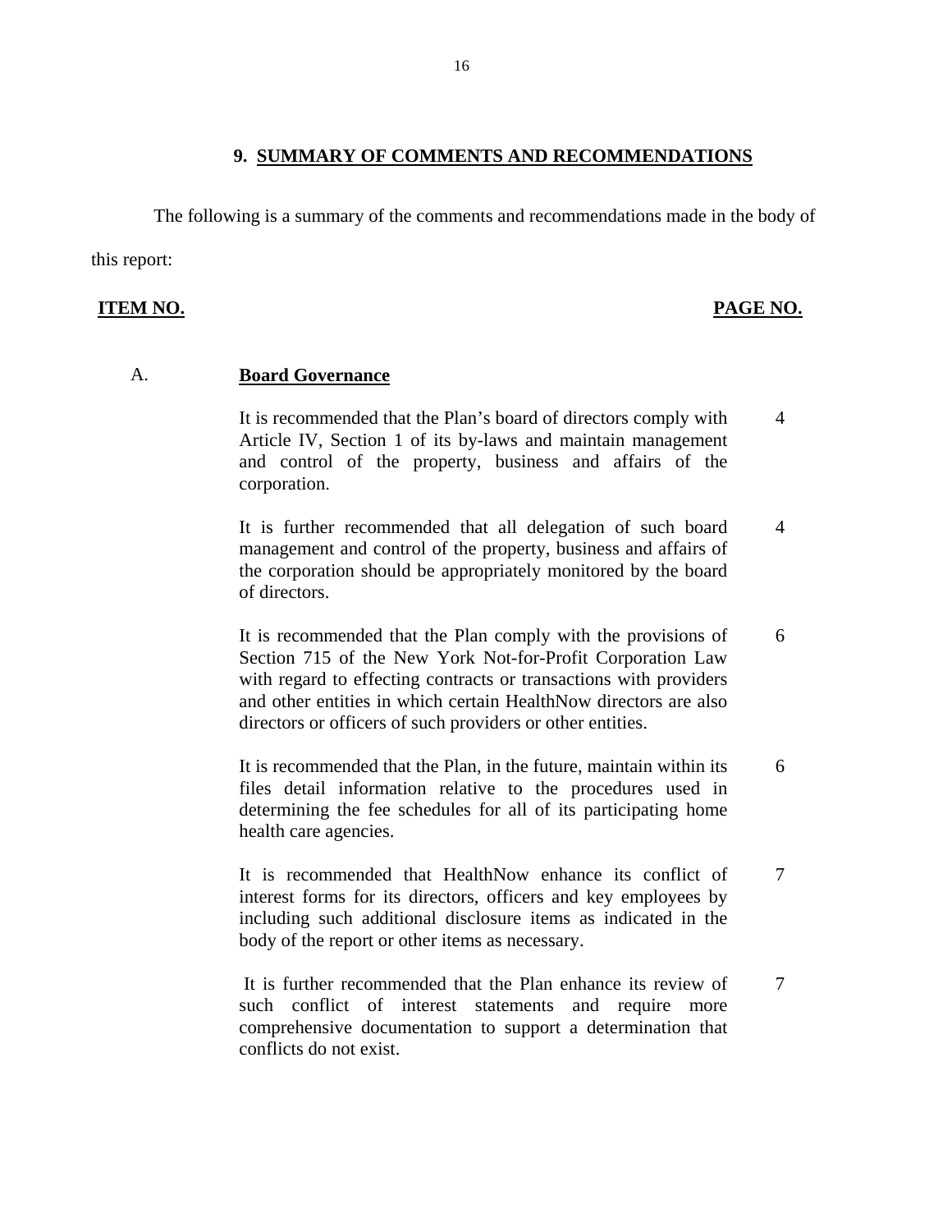## 9. SUMMARY OF COMMENTS AND RECOMMENDATIONS

The following is a summary of the comments and recommendations made in the body of this report:

| ITEM NO. | | PAGE NO. |
|---|---|---|
| A. | **Board Governance** | |
| | It is recommended that the Plan's board of directors comply with Article IV, Section 1 of its by-laws and maintain management and control of the property, business and affairs of the corporation. | 4 |
| | It is further recommended that all delegation of such board management and control of the property, business and affairs of the corporation should be appropriately monitored by the board of directors. | 4 |
| | It is recommended that the Plan comply with the provisions of Section 715 of the New York Not-for-Profit Corporation Law with regard to effecting contracts or transactions with providers and other entities in which certain HealthNow directors are also directors or officers of such providers or other entities. | 6 |
| | It is recommended that the Plan, in the future, maintain within its files detail information relative to the procedures used in determining the fee schedules for all of its participating home health care agencies. | 6 |
| | It is recommended that HealthNow enhance its conflict of interest forms for its directors, officers and key employees by including such additional disclosure items as indicated in the body of the report or other items as necessary. | 7 |
| | It is further recommended that the Plan enhance its review of such conflict of interest statements and require more comprehensive documentation to support a determination that conflicts do not exist. | 7 |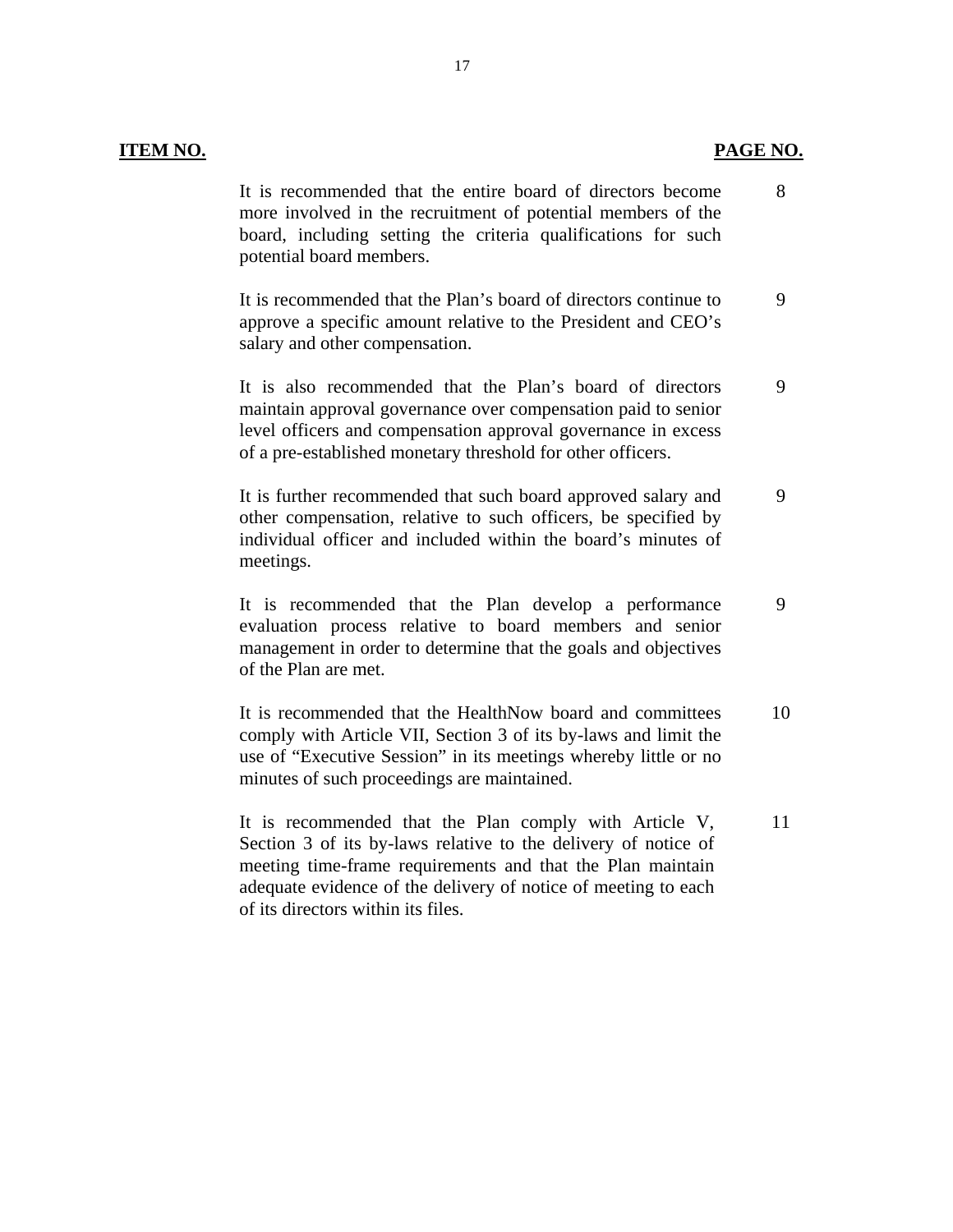| ITEM NO. | | PAGE NO. |
|---|---|---|
| | It is recommended that the entire board of directors become more involved in the recruitment of potential members of the board, including setting the criteria qualifications for such potential board members. | 8 |
| | It is recommended that the Plan's board of directors continue to approve a specific amount relative to the President and CEO's salary and other compensation. | 9 |
| | It is also recommended that the Plan's board of directors maintain approval governance over compensation paid to senior level officers and compensation approval governance in excess of a pre-established monetary threshold for other officers. | 9 |
| | It is further recommended that such board approved salary and other compensation, relative to such officers, be specified by individual officer and included within the board's minutes of meetings. | 9 |
| | It is recommended that the Plan develop a performance evaluation process relative to board members and senior management in order to determine that the goals and objectives of the Plan are met. | 9 |
| | It is recommended that the HealthNow board and committees comply with Article VII, Section 3 of its by-laws and limit the use of "Executive Session" in its meetings whereby little or no minutes of such proceedings are maintained. | 10 |
| | It is recommended that the Plan comply with Article V, Section 3 of its by-laws relative to the delivery of notice of meeting time-frame requirements and that the Plan maintain adequate evidence of the delivery of notice of meeting to each of its directors within its files. | 11 |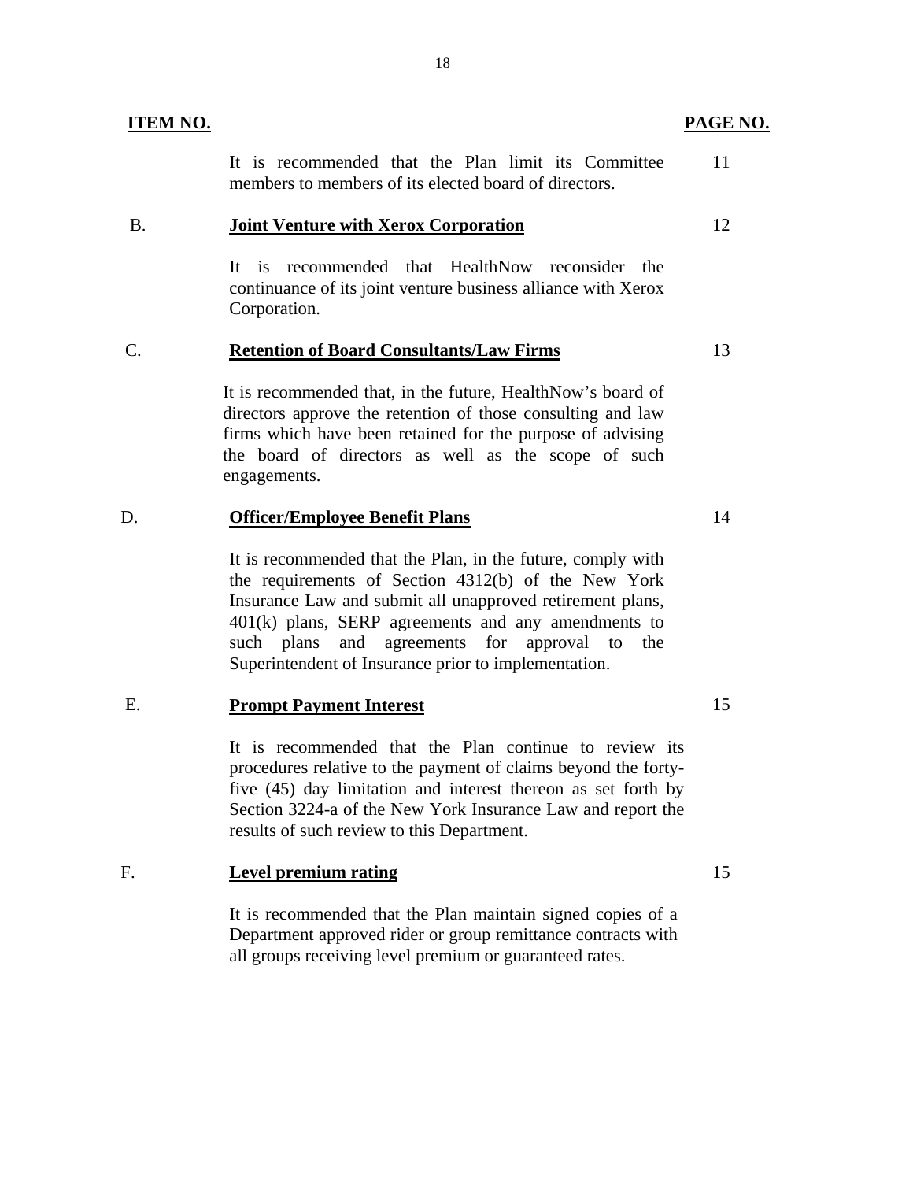| ITEM NO. | | PAGE NO. |
|---|---|---|
| | It is recommended that the Plan limit its Committee members to members of its elected board of directors. | 11 |
| B. | **Joint Venture with Xerox Corporation** | 12 |
| | It is recommended that HealthNow reconsider the continuance of its joint venture business alliance with Xerox Corporation. | |
| C. | **Retention of Board Consultants/Law Firms** | 13 |
| | It is recommended that, in the future, HealthNow's board of directors approve the retention of those consulting and law firms which have been retained for the purpose of advising the board of directors as well as the scope of such engagements. | |
| D. | **Officer/Employee Benefit Plans** | 14 |
| | It is recommended that the Plan, in the future, comply with the requirements of Section 4312(b) of the New York Insurance Law and submit all unapproved retirement plans, 401(k) plans, SERP agreements and any amendments to such plans and agreements for approval to the Superintendent of Insurance prior to implementation. | |
| E. | **Prompt Payment Interest** | 15 |
| | It is recommended that the Plan continue to review its procedures relative to the payment of claims beyond the forty-five (45) day limitation and interest thereon as set forth by Section 3224-a of the New York Insurance Law and report the results of such review to this Department. | |
| F. | **Level premium rating** | 15 |
| | It is recommended that the Plan maintain signed copies of a Department approved rider or group remittance contracts with all groups receiving level premium or guaranteed rates. | |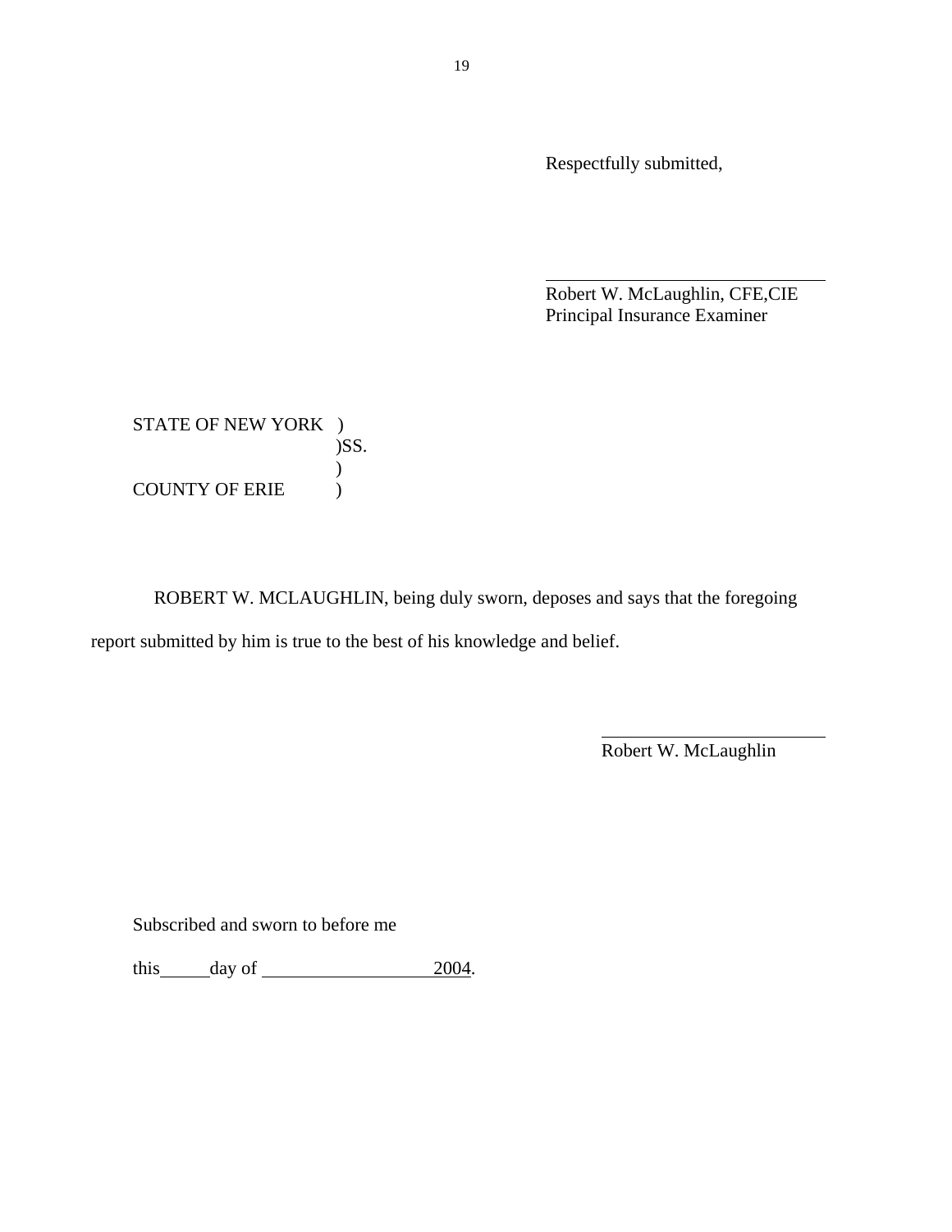Respectfully submitted,

\_\_\_\_\_\_\_\_\_\_\_\_\_\_\_\_\_\_\_\_\_\_\_\_\_\_\_\_

Robert W. McLaughlin, CFE,CIE
Principal Insurance Examiner

STATE OF NEW YORK )
)SS.
)
COUNTY OF ERIE )

ROBERT W. MCLAUGHLIN, being duly sworn, deposes and says that the foregoing report submitted by him is true to the best of his knowledge and belief.

\_\_\_\_\_\_\_\_\_\_\_\_\_\_\_\_\_\_\_\_\_\_\_\_\_\_\_\_

Robert W. McLaughlin

Subscribed and sworn to before me

this\_\_\_\_\_day of \_\_\_\_\_\_\_\_\_\_\_\_\_\_\_\_\_\_2004.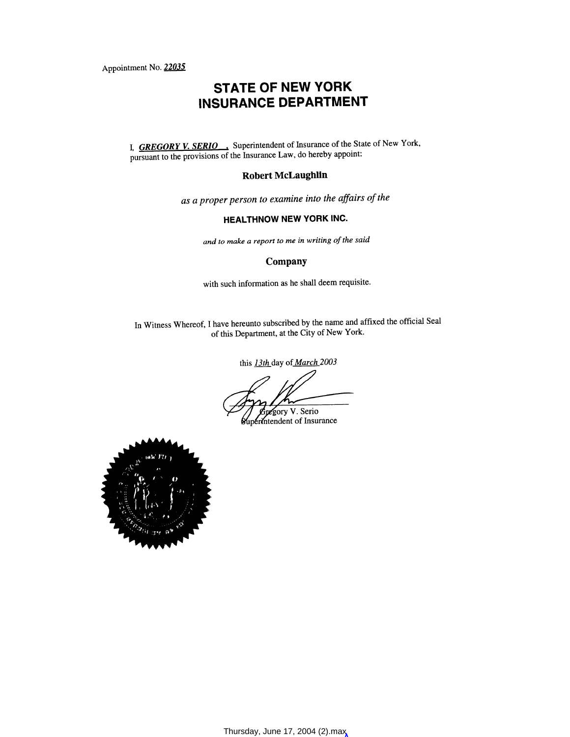Appointment No. 22035

# STATE OF NEW YORK
# INSURANCE DEPARTMENT

I, ***GREGORY V. SERIO***, Superintendent of Insurance of the State of New York, pursuant to the provisions of the Insurance Law, do hereby appoint:

**Robert McLaughlin**

*as a proper person to examine into the affairs of the*

**HEALTHNOW NEW YORK INC.**

*and to make a report to me in writing of the said*

**Company**

with such information as he shall deem requisite.

In Witness Whereof, I have hereunto subscribed by the name and affixed the official Seal of this Department, at the City of New York.

this *13th* day of *March* 2003

Gregory V. Serio
Superintendent of Insurance

Thursday, June 17, 2004 (2).max